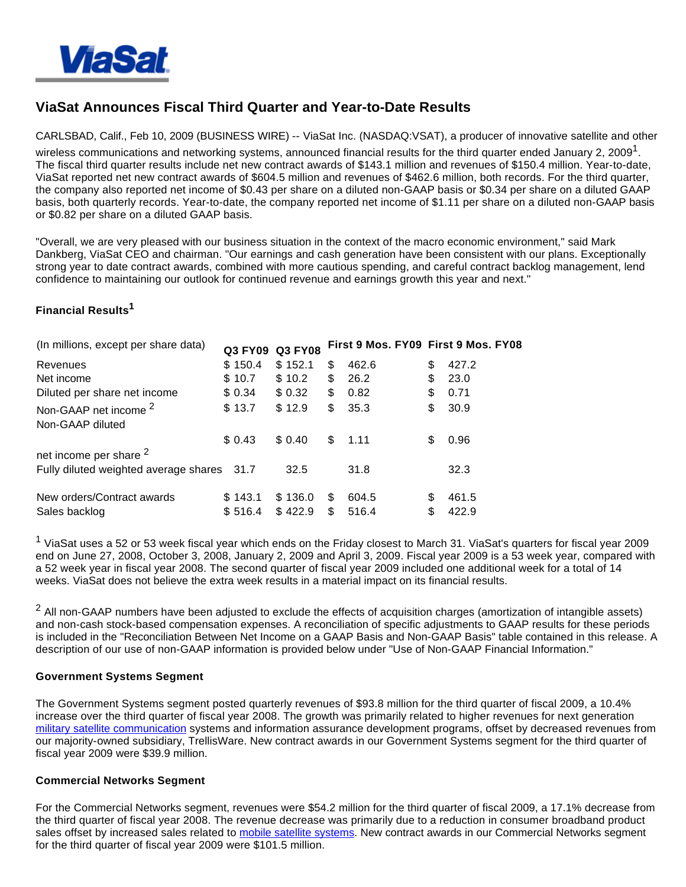# ViaSat Announces Fiscal Third Quarter and Year-to-Date Results

CARLSBAD, Calif., Feb 10, 2009 (BUSINESS WIRE) -- ViaSat Inc. (NASDAQ:VSAT), a producer of innovative satellite and other wireless communications and networking systems, announced financial results for the third quarter ended January 2, 2009[1]. The fiscal third quarter results include net new contract awards of $143.1 million and revenues of $150.4 million. Year-to-date, ViaSat reported net new contract awards of $604.5 million and revenues of $462.6 million, both records. For the third quarter, the company also reported net income of $0.43 per share on a diluted non-GAAP basis or $0.34 per share on a diluted GAAP basis, both quarterly records. Year-to-date, the company reported net income of $1.11 per share on a diluted non-GAAP basis or $0.82 per share on a diluted GAAP basis.

"Overall, we are very pleased with our business situation in the context of the macro economic environment," said Mark Dankberg, ViaSat CEO and chairman. "Our earnings and cash generation have been consistent with our plans. Exceptionally strong year to date contract awards, combined with more cautious spending, and careful contract backlog management, lend confidence to maintaining our outlook for continued revenue and earnings growth this year and next."

### Financial Results[1]

| (In millions, except per share data) | Q3 FY09 | Q3 FY08 | First 9 Mos. FY09 | First 9 Mos. FY08 |
|---|---|---|---|---|
| Revenues | $ 150.4 | $ 152.1 | $ 462.6 | $ 427.2 |
| Net income | $ 10.7 | $ 10.2 | $ 26.2 | $ 23.0 |
| Diluted per share net income | $ 0.34 | $ 0.32 | $ 0.82 | $ 0.71 |
| Non-GAAP net income [2] | $ 13.7 | $ 12.9 | $ 35.3 | $ 30.9 |
| Non-GAAP diluted net income per share [2] | $ 0.43 | $ 0.40 | $ 1.11 | $ 0.96 |
| Fully diluted weighted average shares | 31.7 | 32.5 | 31.8 | 32.3 |
| New orders/Contract awards | $ 143.1 | $ 136.0 | $ 604.5 | $ 461.5 |
| Sales backlog | $ 516.4 | $ 422.9 | $ 516.4 | $ 422.9 |

[1] ViaSat uses a 52 or 53 week fiscal year which ends on the Friday closest to March 31. ViaSat's quarters for fiscal year 2009 end on June 27, 2008, October 3, 2008, January 2, 2009 and April 3, 2009. Fiscal year 2009 is a 53 week year, compared with a 52 week year in fiscal year 2008. The second quarter of fiscal year 2009 included one additional week for a total of 14 weeks. ViaSat does not believe the extra week results in a material impact on its financial results.

[2] All non-GAAP numbers have been adjusted to exclude the effects of acquisition charges (amortization of intangible assets) and non-cash stock-based compensation expenses. A reconciliation of specific adjustments to GAAP results for these periods is included in the "Reconciliation Between Net Income on a GAAP Basis and Non-GAAP Basis" table contained in this release. A description of our use of non-GAAP information is provided below under "Use of Non-GAAP Financial Information."

### Government Systems Segment

The Government Systems segment posted quarterly revenues of $93.8 million for the third quarter of fiscal 2009, a 10.4% increase over the third quarter of fiscal year 2008. The growth was primarily related to higher revenues for next generation military satellite communication systems and information assurance development programs, offset by decreased revenues from our majority-owned subsidiary, TrellisWare. New contract awards in our Government Systems segment for the third quarter of fiscal year 2009 were $39.9 million.

### Commercial Networks Segment

For the Commercial Networks segment, revenues were $54.2 million for the third quarter of fiscal 2009, a 17.1% decrease from the third quarter of fiscal year 2008. The revenue decrease was primarily due to a reduction in consumer broadband product sales offset by increased sales related to mobile satellite systems. New contract awards in our Commercial Networks segment for the third quarter of fiscal year 2009 were $101.5 million.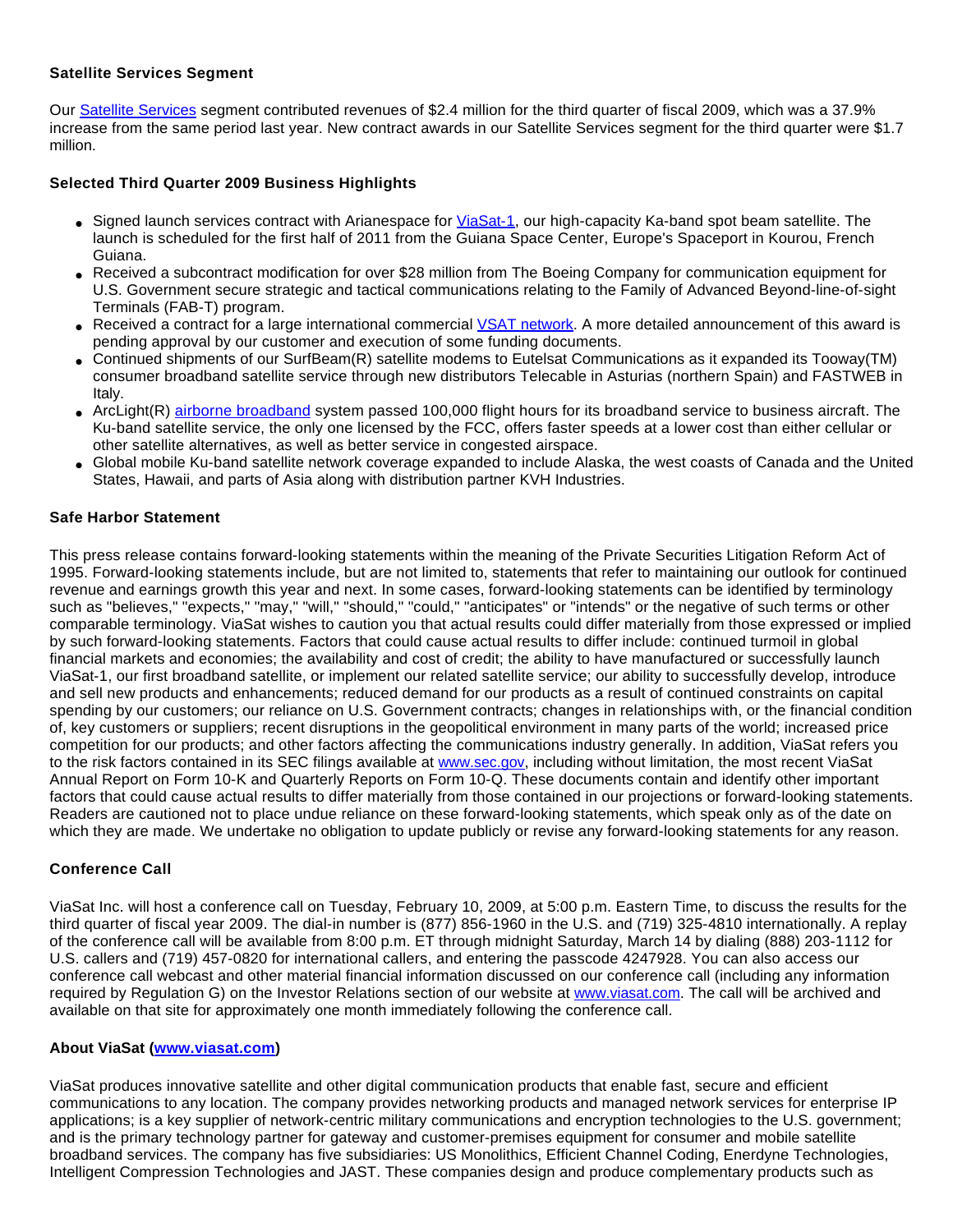### Satellite Services Segment

Our [Satellite Services](#) segment contributed revenues of $2.4 million for the third quarter of fiscal 2009, which was a 37.9% increase from the same period last year. New contract awards in our Satellite Services segment for the third quarter were $1.7 million.

### Selected Third Quarter 2009 Business Highlights

- Signed launch services contract with Arianespace for ViaSat-1, our high-capacity Ka-band spot beam satellite. The launch is scheduled for the first half of 2011 from the Guiana Space Center, Europe's Spaceport in Kourou, French Guiana.
- Received a subcontract modification for over $28 million from The Boeing Company for communication equipment for U.S. Government secure strategic and tactical communications relating to the Family of Advanced Beyond-line-of-sight Terminals (FAB-T) program.
- Received a contract for a large international commercial VSAT network. A more detailed announcement of this award is pending approval by our customer and execution of some funding documents.
- Continued shipments of our SurfBeam(R) satellite modems to Eutelsat Communications as it expanded its Tooway(TM) consumer broadband satellite service through new distributors Telecable in Asturias (northern Spain) and FASTWEB in Italy.
- ArcLight(R) airborne broadband system passed 100,000 flight hours for its broadband service to business aircraft. The Ku-band satellite service, the only one licensed by the FCC, offers faster speeds at a lower cost than either cellular or other satellite alternatives, as well as better service in congested airspace.
- Global mobile Ku-band satellite network coverage expanded to include Alaska, the west coasts of Canada and the United States, Hawaii, and parts of Asia along with distribution partner KVH Industries.

### Safe Harbor Statement

This press release contains forward-looking statements within the meaning of the Private Securities Litigation Reform Act of 1995. Forward-looking statements include, but are not limited to, statements that refer to maintaining our outlook for continued revenue and earnings growth this year and next. In some cases, forward-looking statements can be identified by terminology such as "believes," "expects," "may," "will," "should," "could," "anticipates" or "intends" or the negative of such terms or other comparable terminology. ViaSat wishes to caution you that actual results could differ materially from those expressed or implied by such forward-looking statements. Factors that could cause actual results to differ include: continued turmoil in global financial markets and economies; the availability and cost of credit; the ability to have manufactured or successfully launch ViaSat-1, our first broadband satellite, or implement our related satellite service; our ability to successfully develop, introduce and sell new products and enhancements; reduced demand for our products as a result of continued constraints on capital spending by our customers; our reliance on U.S. Government contracts; changes in relationships with, or the financial condition of, key customers or suppliers; recent disruptions in the geopolitical environment in many parts of the world; increased price competition for our products; and other factors affecting the communications industry generally. In addition, ViaSat refers you to the risk factors contained in its SEC filings available at www.sec.gov, including without limitation, the most recent ViaSat Annual Report on Form 10-K and Quarterly Reports on Form 10-Q. These documents contain and identify other important factors that could cause actual results to differ materially from those contained in our projections or forward-looking statements. Readers are cautioned not to place undue reliance on these forward-looking statements, which speak only as of the date on which they are made. We undertake no obligation to update publicly or revise any forward-looking statements for any reason.

### Conference Call

ViaSat Inc. will host a conference call on Tuesday, February 10, 2009, at 5:00 p.m. Eastern Time, to discuss the results for the third quarter of fiscal year 2009. The dial-in number is (877) 856-1960 in the U.S. and (719) 325-4810 internationally. A replay of the conference call will be available from 8:00 p.m. ET through midnight Saturday, March 14 by dialing (888) 203-1112 for U.S. callers and (719) 457-0820 for international callers, and entering the passcode 4247928. You can also access our conference call webcast and other material financial information discussed on our conference call (including any information required by Regulation G) on the Investor Relations section of our website at www.viasat.com. The call will be archived and available on that site for approximately one month immediately following the conference call.

### About ViaSat (www.viasat.com)

ViaSat produces innovative satellite and other digital communication products that enable fast, secure and efficient communications to any location. The company provides networking products and managed network services for enterprise IP applications; is a key supplier of network-centric military communications and encryption technologies to the U.S. government; and is the primary technology partner for gateway and customer-premises equipment for consumer and mobile satellite broadband services. The company has five subsidiaries: US Monolithics, Efficient Channel Coding, Enerdyne Technologies, Intelligent Compression Technologies and JAST. These companies design and produce complementary products such as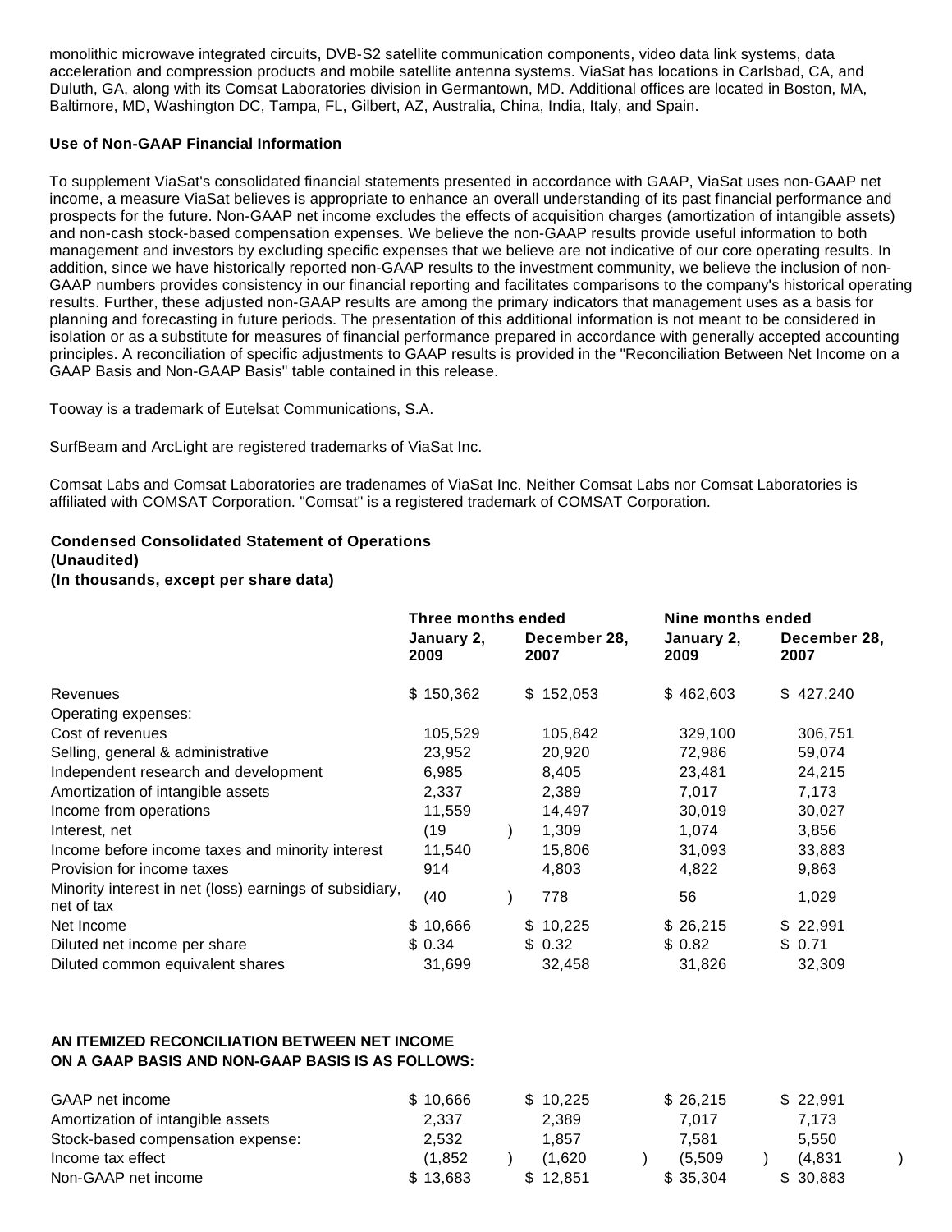monolithic microwave integrated circuits, DVB-S2 satellite communication components, video data link systems, data acceleration and compression products and mobile satellite antenna systems. ViaSat has locations in Carlsbad, CA, and Duluth, GA, along with its Comsat Laboratories division in Germantown, MD. Additional offices are located in Boston, MA, Baltimore, MD, Washington DC, Tampa, FL, Gilbert, AZ, Australia, China, India, Italy, and Spain.

**Use of Non-GAAP Financial Information**

To supplement ViaSat's consolidated financial statements presented in accordance with GAAP, ViaSat uses non-GAAP net income, a measure ViaSat believes is appropriate to enhance an overall understanding of its past financial performance and prospects for the future. Non-GAAP net income excludes the effects of acquisition charges (amortization of intangible assets) and non-cash stock-based compensation expenses. We believe the non-GAAP results provide useful information to both management and investors by excluding specific expenses that we believe are not indicative of our core operating results. In addition, since we have historically reported non-GAAP results to the investment community, we believe the inclusion of non-GAAP numbers provides consistency in our financial reporting and facilitates comparisons to the company's historical operating results. Further, these adjusted non-GAAP results are among the primary indicators that management uses as a basis for planning and forecasting in future periods. The presentation of this additional information is not meant to be considered in isolation or as a substitute for measures of financial performance prepared in accordance with generally accepted accounting principles. A reconciliation of specific adjustments to GAAP results is provided in the "Reconciliation Between Net Income on a GAAP Basis and Non-GAAP Basis" table contained in this release.

Tooway is a trademark of Eutelsat Communications, S.A.

SurfBeam and ArcLight are registered trademarks of ViaSat Inc.

Comsat Labs and Comsat Laboratories are tradenames of ViaSat Inc. Neither Comsat Labs nor Comsat Laboratories is affiliated with COMSAT Corporation. "Comsat" is a registered trademark of COMSAT Corporation.

**Condensed Consolidated Statement of Operations**
**(Unaudited)**
**(In thousands, except per share data)**

| | Three months ended | | Nine months ended | |
|---|---|---|---|---|
| | January 2, 2009 | December 28, 2007 | January 2, 2009 | December 28, 2007 |
| Revenues | $ 150,362 | $ 152,053 | $ 462,603 | $ 427,240 |
| Operating expenses: | | | | |
| Cost of revenues | 105,529 | 105,842 | 329,100 | 306,751 |
| Selling, general & administrative | 23,952 | 20,920 | 72,986 | 59,074 |
| Independent research and development | 6,985 | 8,405 | 23,481 | 24,215 |
| Amortization of intangible assets | 2,337 | 2,389 | 7,017 | 7,173 |
| Income from operations | 11,559 | 14,497 | 30,019 | 30,027 |
| Interest, net | (19) | 1,309 | 1,074 | 3,856 |
| Income before income taxes and minority interest | 11,540 | 15,806 | 31,093 | 33,883 |
| Provision for income taxes | 914 | 4,803 | 4,822 | 9,863 |
| Minority interest in net (loss) earnings of subsidiary, net of tax | (40) | 778 | 56 | 1,029 |
| Net Income | $ 10,666 | $ 10,225 | $ 26,215 | $ 22,991 |
| Diluted net income per share | $ 0.34 | $ 0.32 | $ 0.82 | $ 0.71 |
| Diluted common equivalent shares | 31,699 | 32,458 | 31,826 | 32,309 |

**AN ITEMIZED RECONCILIATION BETWEEN NET INCOME ON A GAAP BASIS AND NON-GAAP BASIS IS AS FOLLOWS:**

| | | | | |
|---|---|---|---|---|
| GAAP net income | $ 10,666 | $ 10,225 | $ 26,215 | $ 22,991 |
| Amortization of intangible assets | 2,337 | 2,389 | 7,017 | 7,173 |
| Stock-based compensation expense: | 2,532 | 1,857 | 7,581 | 5,550 |
| Income tax effect | (1,852) | (1,620) | (5,509) | (4,831) |
| Non-GAAP net income | $ 13,683 | $ 12,851 | $ 35,304 | $ 30,883 |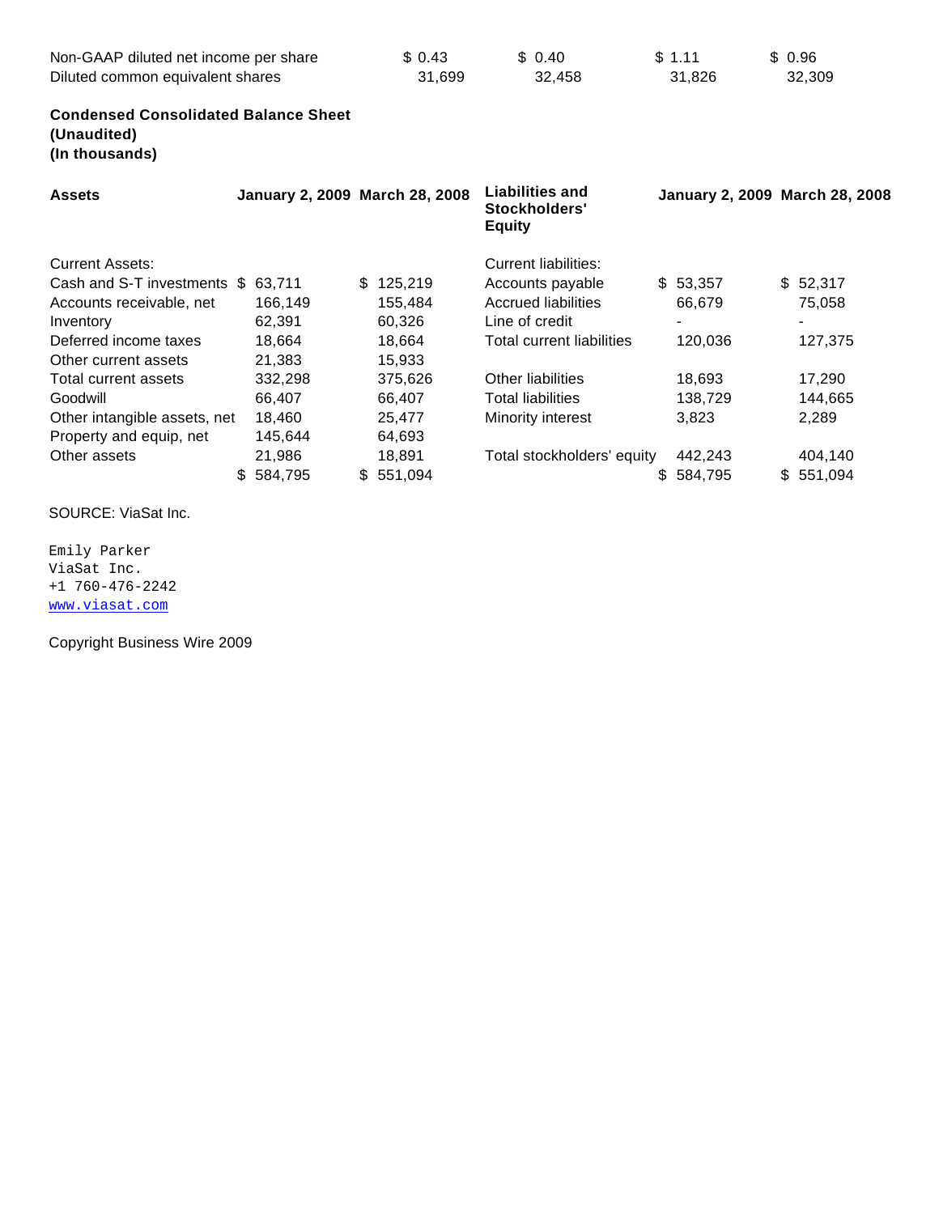| | | | | |
|---|---|---|---|---|
| Non-GAAP diluted net income per share | $ 0.43 | $ 0.40 | $ 1.11 | $ 0.96 |
| Diluted common equivalent shares | 31,699 | 32,458 | 31,826 | 32,309 |

**Condensed Consolidated Balance Sheet**
**(Unaudited)**
**(In thousands)**

| **Assets** | **January 2, 2009** | **March 28, 2008** | **Liabilities and Stockholders' Equity** | **January 2, 2009** | **March 28, 2008** |
|---|---|---|---|---|---|
| Current Assets: | | | Current liabilities: | | |
| Cash and S-T investments | $ 63,711 | $ 125,219 | Accounts payable | $ 53,357 | $ 52,317 |
| Accounts receivable, net | 166,149 | 155,484 | Accrued liabilities | 66,679 | 75,058 |
| Inventory | 62,391 | 60,326 | Line of credit | - | - |
| Deferred income taxes | 18,664 | 18,664 | Total current liabilities | 120,036 | 127,375 |
| Other current assets | 21,383 | 15,933 | | | |
| Total current assets | 332,298 | 375,626 | Other liabilities | 18,693 | 17,290 |
| Goodwill | 66,407 | 66,407 | Total liabilities | 138,729 | 144,665 |
| Other intangible assets, net | 18,460 | 25,477 | Minority interest | 3,823 | 2,289 |
| Property and equip, net | 145,644 | 64,693 | | | |
| Other assets | 21,986 | 18,891 | Total stockholders' equity | 442,243 | 404,140 |
| | $ 584,795 | $ 551,094 | | $ 584,795 | $ 551,094 |

SOURCE: ViaSat Inc.

Emily Parker
ViaSat Inc.
+1 760-476-2242
www.viasat.com

Copyright Business Wire 2009